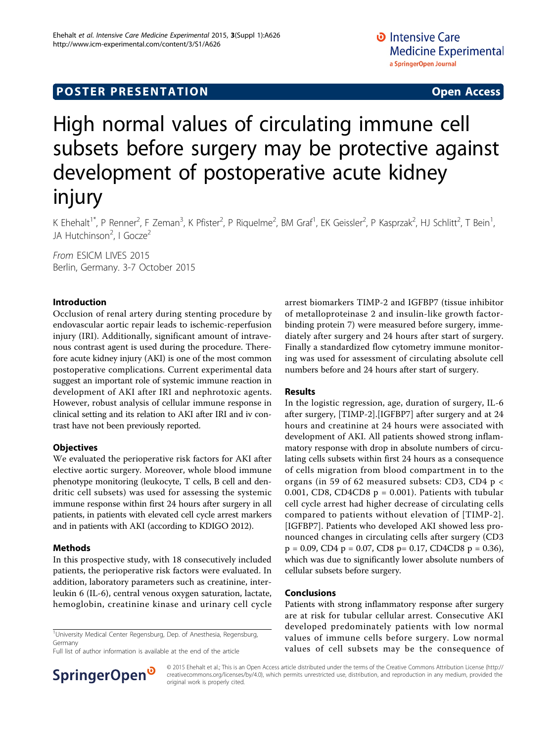POSTER PRESENTATION Open Access

# High normal values of circulating immune cell subsets before surgery may be protective against development of postoperative acute kidney injury

K Ehehalt[1*], P Renner[2], F Zeman[3], K Pfister[2], P Riquelme[2], BM Graf[1], EK Geissler[2], P Kasprzak[2], HJ Schlitt[2], T Bein[1], JA Hutchinson[2], I Gocze[2]

*From* ESICM LIVES 2015
Berlin, Germany. 3-7 October 2015

## Introduction

Occlusion of renal artery during stenting procedure by endovascular aortic repair leads to ischemic-reperfusion injury (IRI). Additionally, significant amount of intravenous contrast agent is used during the procedure. Therefore acute kidney injury (AKI) is one of the most common postoperative complications. Current experimental data suggest an important role of systemic immune reaction in development of AKI after IRI and nephrotoxic agents. However, robust analysis of cellular immune response in clinical setting and its relation to AKI after IRI and iv contrast have not been previously reported.

## Objectives

We evaluated the perioperative risk factors for AKI after elective aortic surgery. Moreover, whole blood immune phenotype monitoring (leukocyte, T cells, B cell and dendritic cell subsets) was used for assessing the systemic immune response within first 24 hours after surgery in all patients, in patients with elevated cell cycle arrest markers and in patients with AKI (according to KDIGO 2012).

## Methods

In this prospective study, with 18 consecutively included patients, the perioperative risk factors were evaluated. In addition, laboratory parameters such as creatinine, interleukin 6 (IL-6), central venous oxygen saturation, lactate, hemoglobin, creatinine kinase and urinary cell cycle arrest biomarkers TIMP-2 and IGFBP7 (tissue inhibitor of metalloproteinase 2 and insulin-like growth factor-binding protein 7) were measured before surgery, immediately after surgery and 24 hours after start of surgery. Finally a standardized flow cytometry immune monitoring was used for assessment of circulating absolute cell numbers before and 24 hours after start of surgery.

## Results

In the logistic regression, age, duration of surgery, IL-6 after surgery, [TIMP-2].[IGFBP7] after surgery and at 24 hours and creatinine at 24 hours were associated with development of AKI. All patients showed strong inflammatory response with drop in absolute numbers of circulating cells subsets within first 24 hours as a consequence of cells migration from blood compartment in to the organs (in 59 of 62 measured subsets: CD3, CD4 $p < 0.001$, CD8, CD4CD8 $p = 0.001$). Patients with tubular cell cycle arrest had higher decrease of circulating cells compared to patients without elevation of [TIMP-2].[IGFBP7]. Patients who developed AKI showed less pronounced changes in circulating cells after surgery (CD3 $p = 0.09$, CD4 $p = 0.07$, CD8 $p = 0.17$, CD4CD8 $p = 0.36$), which was due to significantly lower absolute numbers of cellular subsets before surgery.

## Conclusions

Patients with strong inflammatory response after surgery are at risk for tubular cellular arrest. Consecutive AKI developed predominately patients with low normal values of immune cells before surgery. Low normal values of cell subsets may be the consequence of

[1]University Medical Center Regensburg, Dep. of Anesthesia, Regensburg, Germany
Full list of author information is available at the end of the article

© 2015 Ehehalt et al.; This is an Open Access article distributed under the terms of the Creative Commons Attribution License (http://creativecommons.org/licenses/by/4.0), which permits unrestricted use, distribution, and reproduction in any medium, provided the original work is properly cited.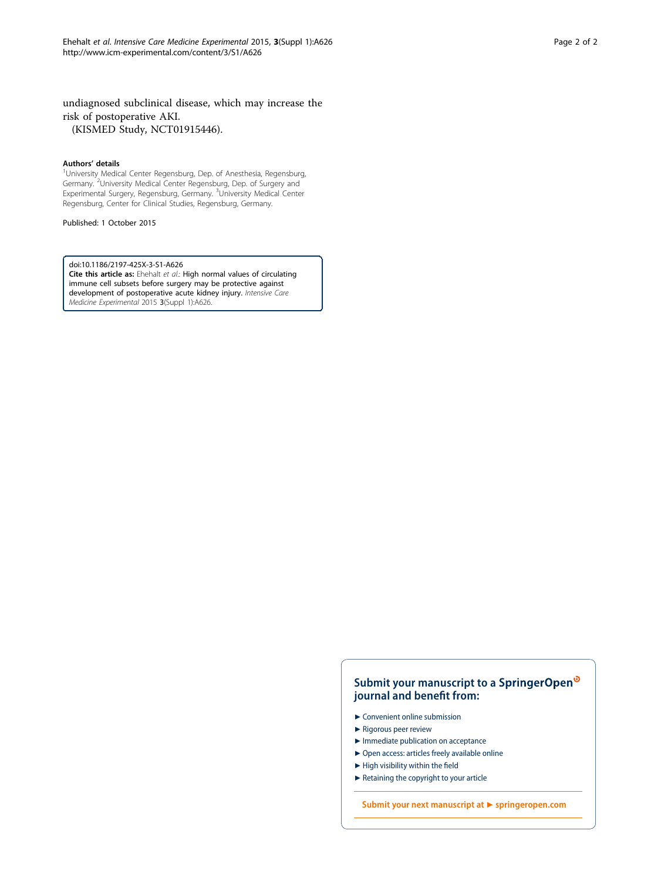undiagnosed subclinical disease, which may increase the risk of postoperative AKI.

(KISMED Study, NCT01915446).

**Authors' details**

[1]University Medical Center Regensburg, Dep. of Anesthesia, Regensburg, Germany. [2]University Medical Center Regensburg, Dep. of Surgery and Experimental Surgery, Regensburg, Germany. [3]University Medical Center Regensburg, Center for Clinical Studies, Regensburg, Germany.

Published: 1 October 2015

doi:10.1186/2197-425X-3-S1-A626

**Cite this article as:** Ehehalt *et al.*: High normal values of circulating immune cell subsets before surgery may be protective against development of postoperative acute kidney injury. *Intensive Care Medicine Experimental* 2015 **3**(Suppl 1):A626.

**Submit your manuscript to a SpringerOpen journal and benefit from:**

- ► Convenient online submission
- ► Rigorous peer review
- ► Immediate publication on acceptance
- ► Open access: articles freely available online
- ► High visibility within the field
- ► Retaining the copyright to your article

**Submit your next manuscript at ► springeropen.com**